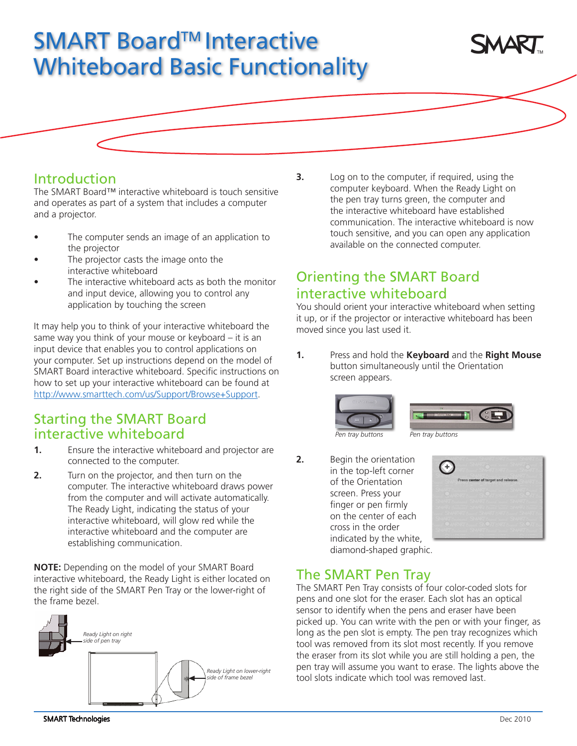# SMART Board™ Interactive Whiteboard Basic Functionality

## Introduction

The SMART Board™ interactive whiteboard is touch sensitive and operates as part of a system that includes a computer and a projector.

- The computer sends an image of an application to the projector
- The projector casts the image onto the interactive whiteboard
- The interactive whiteboard acts as both the monitor and input device, allowing you to control any application by touching the screen

It may help you to think of your interactive whiteboard the same way you think of your mouse or keyboard – it is an input device that enables you to control applications on your computer. Set up instructions depend on the model of SMART Board interactive whiteboard. Specific instructions on how to set up your interactive whiteboard can be found at http://www.smarttech.com/us/Support/Browse+Support.

## Starting the SMART Board interactive whiteboard

1. Ensure the interactive whiteboard and projector are connected to the computer.
2. Turn on the projector, and then turn on the computer. The interactive whiteboard draws power from the computer and will activate automatically. The Ready Light, indicating the status of your interactive whiteboard, will glow red while the interactive whiteboard and the computer are establishing communication.

**NOTE:** Depending on the model of your SMART Board interactive whiteboard, the Ready Light is either located on the right side of the SMART Pen Tray or the lower-right of the frame bezel.

*Ready Light on right side of pen tray*

*Ready Light on lower-right side of frame bezel*

3. Log on to the computer, if required, using the computer keyboard. When the Ready Light on the pen tray turns green, the computer and the interactive whiteboard have established communication. The interactive whiteboard is now touch sensitive, and you can open any application available on the connected computer.

## Orienting the SMART Board interactive whiteboard

You should orient your interactive whiteboard when setting it up, or if the projector or interactive whiteboard has been moved since you last used it.

1. Press and hold the **Keyboard** and the **Right Mouse** button simultaneously until the Orientation screen appears.

*Pen tray buttons*

*Pen tray buttons*

2. Begin the orientation in the top-left corner of the Orientation screen. Press your finger or pen firmly on the center of each cross in the order indicated by the white, diamond-shaped graphic.

## The SMART Pen Tray

The SMART Pen Tray consists of four color-coded slots for pens and one slot for the eraser. Each slot has an optical sensor to identify when the pens and eraser have been picked up. You can write with the pen or with your finger, as long as the pen slot is empty. The pen tray recognizes which tool was removed from its slot most recently. If you remove the eraser from its slot while you are still holding a pen, the pen tray will assume you want to erase. The lights above the tool slots indicate which tool was removed last.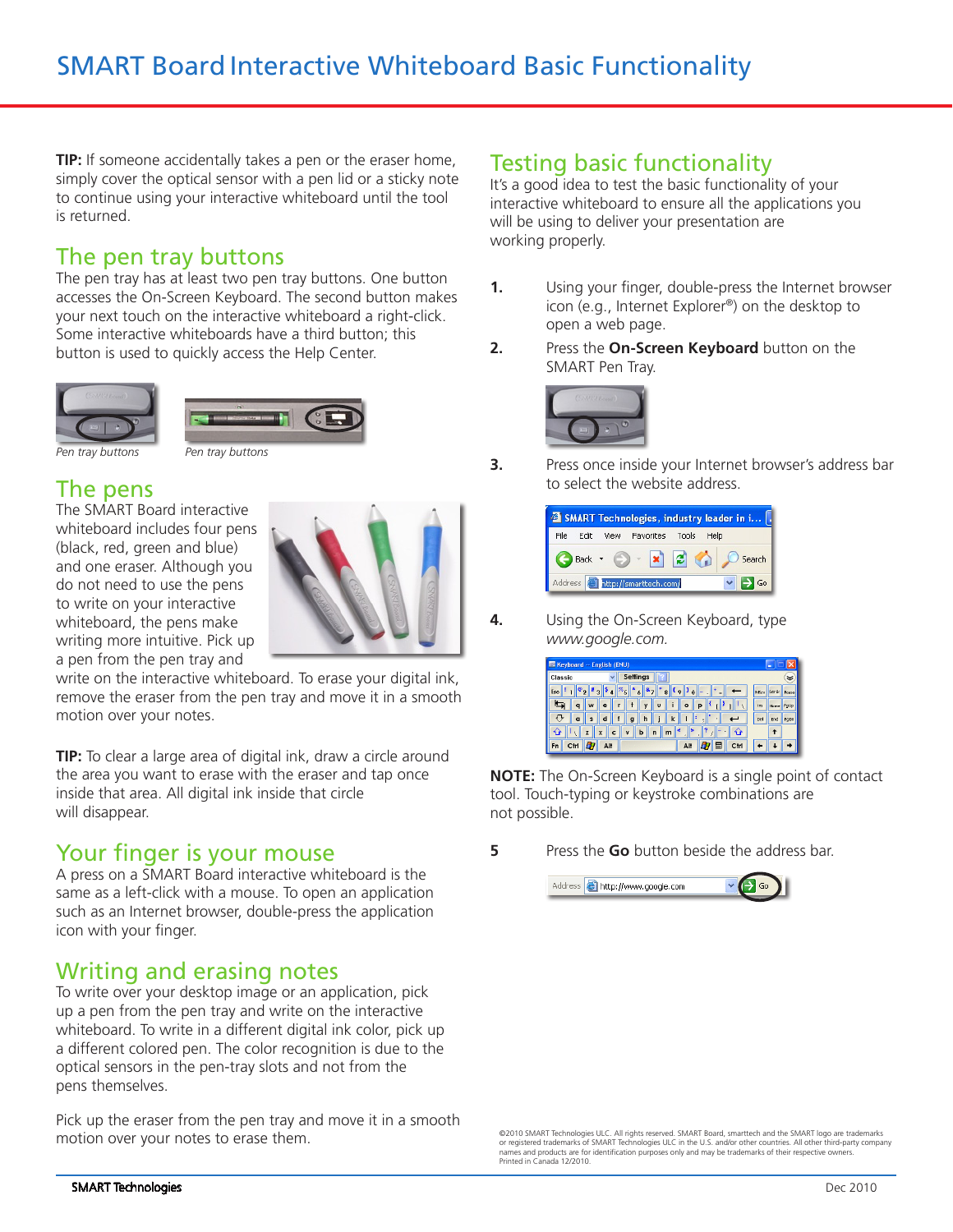# SMART Board Interactive Whiteboard Basic Functionality

**TIP:** If someone accidentally takes a pen or the eraser home, simply cover the optical sensor with a pen lid or a sticky note to continue using your interactive whiteboard until the tool is returned.

## The pen tray buttons

The pen tray has at least two pen tray buttons. One button accesses the On-Screen Keyboard. The second button makes your next touch on the interactive whiteboard a right-click. Some interactive whiteboards have a third button; this button is used to quickly access the Help Center.

*Pen tray buttons*

*Pen tray buttons*

## The pens

The SMART Board interactive whiteboard includes four pens (black, red, green and blue) and one eraser. Although you do not need to use the pens to write on your interactive whiteboard, the pens make writing more intuitive. Pick up a pen from the pen tray and write on the interactive whiteboard. To erase your digital ink, remove the eraser from the pen tray and move it in a smooth motion over your notes.

**TIP:** To clear a large area of digital ink, draw a circle around the area you want to erase with the eraser and tap once inside that area. All digital ink inside that circle will disappear.

## Your finger is your mouse

A press on a SMART Board interactive whiteboard is the same as a left-click with a mouse. To open an application such as an Internet browser, double-press the application icon with your finger.

## Writing and erasing notes

To write over your desktop image or an application, pick up a pen from the pen tray and write on the interactive whiteboard. To write in a different digital ink color, pick up a different colored pen. The color recognition is due to the optical sensors in the pen-tray slots and not from the pens themselves.

Pick up the eraser from the pen tray and move it in a smooth motion over your notes to erase them.

## Testing basic functionality

It's a good idea to test the basic functionality of your interactive whiteboard to ensure all the applications you will be using to deliver your presentation are working properly.

1. Using your finger, double-press the Internet browser icon (e.g., Internet Explorer®) on the desktop to open a web page.
2. Press the **On-Screen Keyboard** button on the SMART Pen Tray.
3. Press once inside your Internet browser's address bar to select the website address.
4. Using the On-Screen Keyboard, type *www.google.com*.

**NOTE:** The On-Screen Keyboard is a single point of contact tool. Touch-typing or keystroke combinations are not possible.

5. Press the **Go** button beside the address bar.

©2010 SMART Technologies ULC. All rights reserved. SMART Board, smarttech and the SMART logo are trademarks or registered trademarks of SMART Technologies ULC in the U.S. and/or other countries. All other third-party company names and products are for identification purposes only and may be trademarks of their respective owners. Printed in Canada 12/2010.

SMART Technologies

Dec 2010